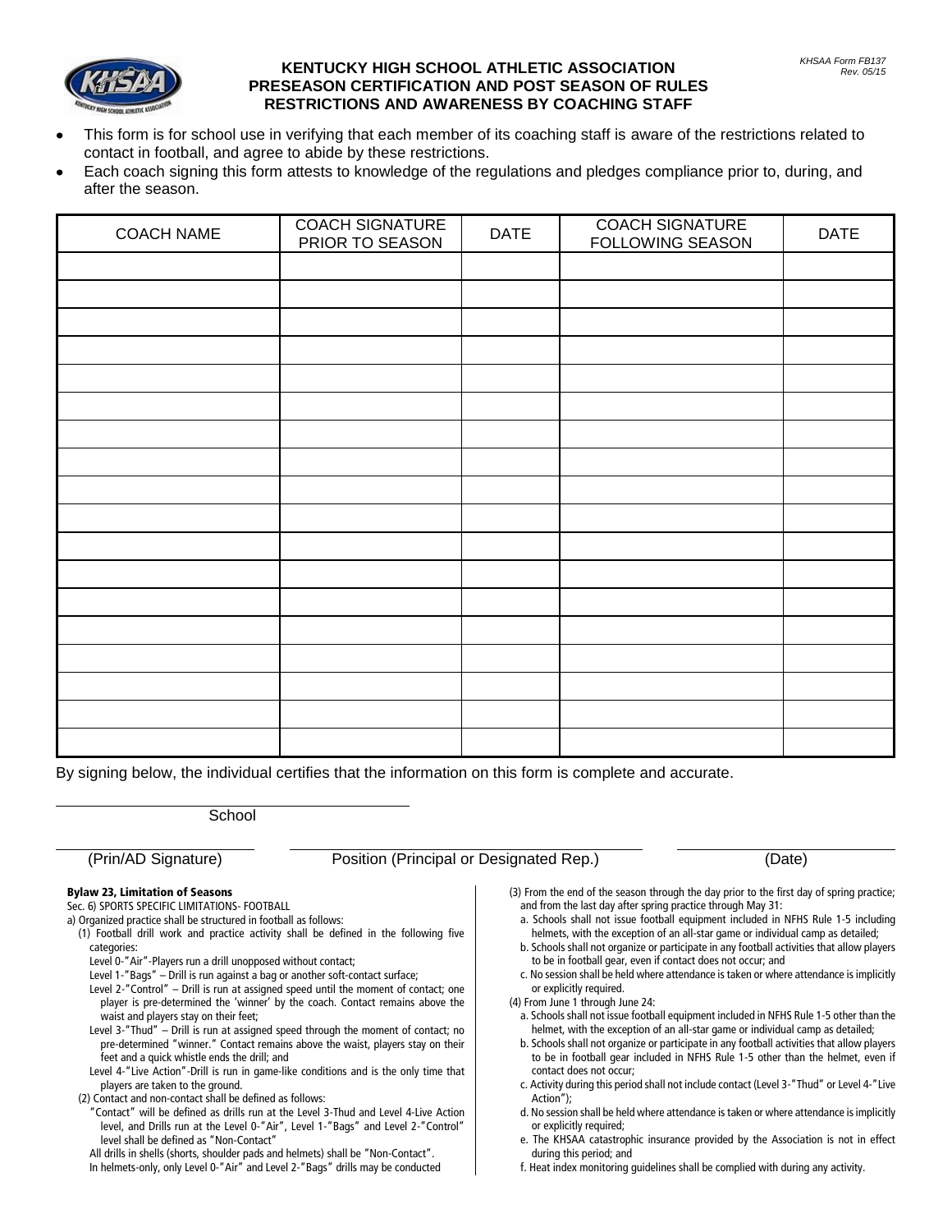KHSAA Form FB137
Rev. 05/15

# KENTUCKY HIGH SCHOOL ATHLETIC ASSOCIATION
## PRESEASON CERTIFICATION AND POST SEASON OF RULES RESTRICTIONS AND AWARENESS BY COACHING STAFF

- This form is for school use in verifying that each member of its coaching staff is aware of the restrictions related to contact in football, and agree to abide by these restrictions.
- Each coach signing this form attests to knowledge of the regulations and pledges compliance prior to, during, and after the season.

| COACH NAME | COACH SIGNATURE PRIOR TO SEASON | DATE | COACH SIGNATURE FOLLOWING SEASON | DATE |
|---|---|---|---|---|
| | | | | |
| | | | | |
| | | | | |
| | | | | |
| | | | | |
| | | | | |
| | | | | |
| | | | | |
| | | | | |
| | | | | |
| | | | | |
| | | | | |
| | | | | |
| | | | | |
| | | | | |
| | | | | |
| | | | | |
| | | | | |

By signing below, the individual certifies that the information on this form is complete and accurate.

_______________________________
School

_______________________ _______________________________ _______________
(Prin/AD Signature) Position (Principal or Designated Rep.) (Date)

**Bylaw 23, Limitation of Seasons**

Sec. 6) SPORTS SPECIFIC LIMITATIONS- FOOTBALL

a) Organized practice shall be structured in football as follows:

(1) Football drill work and practice activity shall be defined in the following five categories:

Level 0-"Air"-Players run a drill unopposed without contact;

Level 1-"Bags" – Drill is run against a bag or another soft-contact surface;

Level 2-"Control" – Drill is run at assigned speed until the moment of contact; one player is pre-determined the 'winner' by the coach. Contact remains above the waist and players stay on their feet;

Level 3-"Thud" – Drill is run at assigned speed through the moment of contact; no pre-determined "winner." Contact remains above the waist, players stay on their feet and a quick whistle ends the drill; and

Level 4-"Live Action"-Drill is run in game-like conditions and is the only time that players are taken to the ground.

(2) Contact and non-contact shall be defined as follows:

"Contact" will be defined as drills run at the Level 3-Thud and Level 4-Live Action level, and Drills run at the Level 0-"Air", Level 1-"Bags" and Level 2-"Control" level shall be defined as "Non-Contact"

All drills in shells (shorts, shoulder pads and helmets) shall be "Non-Contact".

In helmets-only, only Level 0-"Air" and Level 2-"Bags" drills may be conducted

(3) From the end of the season through the day prior to the first day of spring practice; and from the last day after spring practice through May 31:

a. Schools shall not issue football equipment included in NFHS Rule 1-5 including helmets, with the exception of an all-star game or individual camp as detailed;

b. Schools shall not organize or participate in any football activities that allow players to be in football gear, even if contact does not occur; and

c. No session shall be held where attendance is taken or where attendance is implicitly or explicitly required.

(4) From June 1 through June 24:

a. Schools shall not issue football equipment included in NFHS Rule 1-5 other than the helmet, with the exception of an all-star game or individual camp as detailed;

b. Schools shall not organize or participate in any football activities that allow players to be in football gear included in NFHS Rule 1-5 other than the helmet, even if contact does not occur;

c. Activity during this period shall not include contact (Level 3-"Thud" or Level 4-"Live Action");

d. No session shall be held where attendance is taken or where attendance is implicitly or explicitly required;

e. The KHSAA catastrophic insurance provided by the Association is not in effect during this period; and

f. Heat index monitoring guidelines shall be complied with during any activity.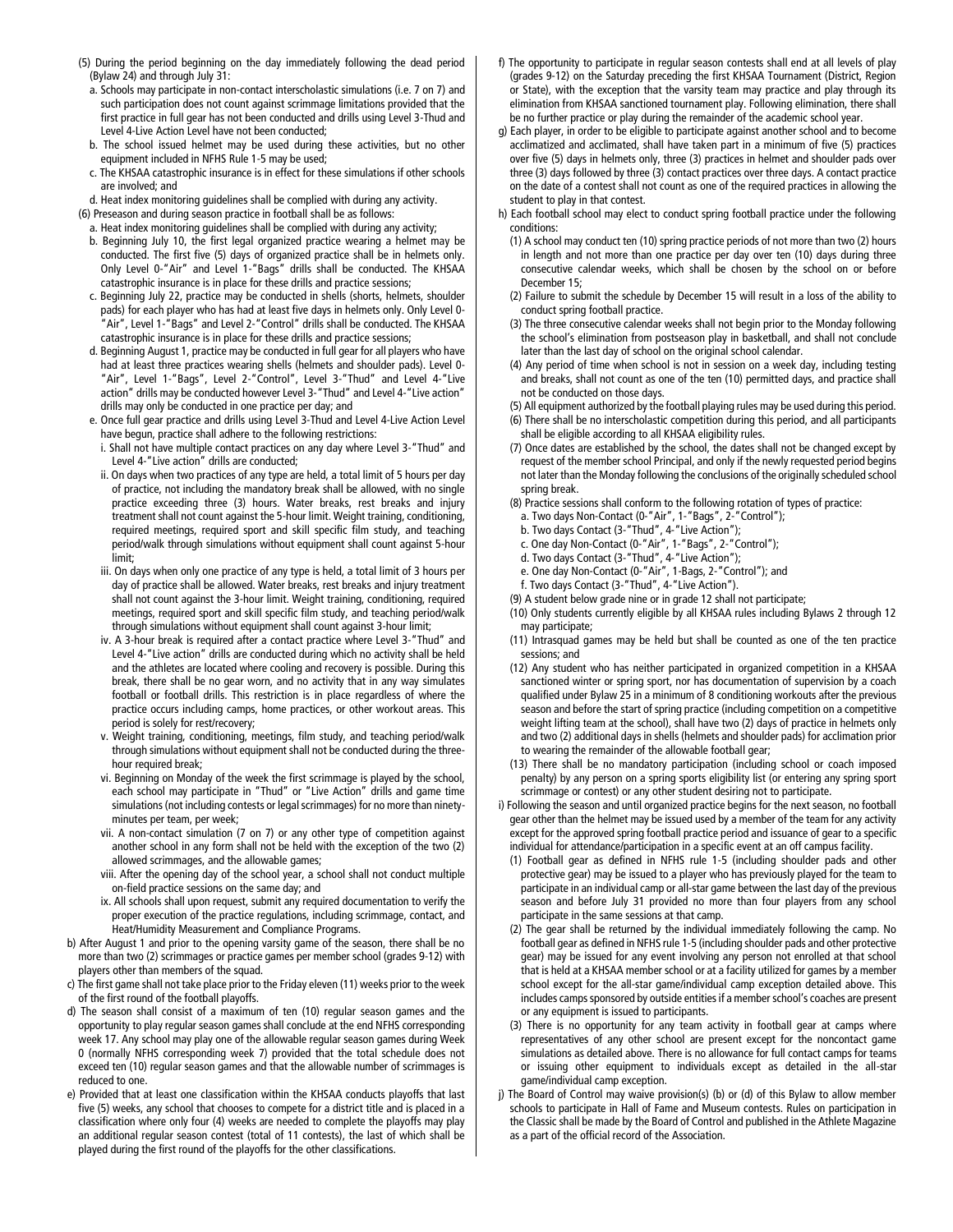(5) During the period beginning on the day immediately following the dead period (Bylaw 24) and through July 31:

a. Schools may participate in non-contact interscholastic simulations (i.e. 7 on 7) and such participation does not count against scrimmage limitations provided that the first practice in full gear has not been conducted and drills using Level 3-Thud and Level 4-Live Action Level have not been conducted;

b. The school issued helmet may be used during these activities, but no other equipment included in NFHS Rule 1-5 may be used;

c. The KHSAA catastrophic insurance is in effect for these simulations if other schools are involved; and

d. Heat index monitoring guidelines shall be complied with during any activity.

(6) Preseason and during season practice in football shall be as follows:

a. Heat index monitoring guidelines shall be complied with during any activity;

b. Beginning July 10, the first legal organized practice wearing a helmet may be conducted. The first five (5) days of organized practice shall be in helmets only. Only Level 0-"Air" and Level 1-"Bags" drills shall be conducted. The KHSAA catastrophic insurance is in place for these drills and practice sessions;

c. Beginning July 22, practice may be conducted in shells (shorts, helmets, shoulder pads) for each player who has had at least five days in helmets only. Only Level 0-"Air", Level 1-"Bags" and Level 2-"Control" drills shall be conducted. The KHSAA catastrophic insurance is in place for these drills and practice sessions;

d. Beginning August 1, practice may be conducted in full gear for all players who have had at least three practices wearing shells (helmets and shoulder pads). Level 0-"Air", Level 1-"Bags", Level 2-"Control", Level 3-"Thud" and Level 4-"Live action" drills may be conducted however Level 3-"Thud" and Level 4-"Live action" drills may only be conducted in one practice per day; and

e. Once full gear practice and drills using Level 3-Thud and Level 4-Live Action Level have begun, practice shall adhere to the following restrictions:

i. Shall not have multiple contact practices on any day where Level 3-"Thud" and Level 4-"Live action" drills are conducted;

ii. On days when two practices of any type are held, a total limit of 5 hours per day of practice, not including the mandatory break shall be allowed, with no single practice exceeding three (3) hours. Water breaks, rest breaks and injury treatment shall not count against the 5-hour limit. Weight training, conditioning, required meetings, required sport and skill specific film study, and teaching period/walk through simulations without equipment shall count against 5-hour limit;

iii. On days when only one practice of any type is held, a total limit of 3 hours per day of practice shall be allowed. Water breaks, rest breaks and injury treatment shall not count against the 3-hour limit. Weight training, conditioning, required meetings, required sport and skill specific film study, and teaching period/walk through simulations without equipment shall count against 3-hour limit;

iv. A 3-hour break is required after a contact practice where Level 3-"Thud" and Level 4-"Live action" drills are conducted during which no activity shall be held and the athletes are located where cooling and recovery is possible. During this break, there shall be no gear worn, and no activity that in any way simulates football or football drills. This restriction is in place regardless of where the practice occurs including camps, home practices, or other workout areas. This period is solely for rest/recovery;

v. Weight training, conditioning, meetings, film study, and teaching period/walk through simulations without equipment shall not be conducted during the three-hour required break;

vi. Beginning on Monday of the week the first scrimmage is played by the school, each school may participate in "Thud" or "Live Action" drills and game time simulations (not including contests or legal scrimmages) for no more than ninety-minutes per team, per week;

vii. A non-contact simulation (7 on 7) or any other type of competition against another school in any form shall not be held with the exception of the two (2) allowed scrimmages, and the allowable games;

viii. After the opening day of the school year, a school shall not conduct multiple on-field practice sessions on the same day; and

ix. All schools shall upon request, submit any required documentation to verify the proper execution of the practice regulations, including scrimmage, contact, and Heat/Humidity Measurement and Compliance Programs.

b) After August 1 and prior to the opening varsity game of the season, there shall be no more than two (2) scrimmages or practice games per member school (grades 9-12) with players other than members of the squad.

c) The first game shall not take place prior to the Friday eleven (11) weeks prior to the week of the first round of the football playoffs.

d) The season shall consist of a maximum of ten (10) regular season games and the opportunity to play regular season games shall conclude at the end NFHS corresponding week 17. Any school may play one of the allowable regular season games during Week 0 (normally NFHS corresponding week 7) provided that the total schedule does not exceed ten (10) regular season games and that the allowable number of scrimmages is reduced to one.

e) Provided that at least one classification within the KHSAA conducts playoffs that last five (5) weeks, any school that chooses to compete for a district title and is placed in a classification where only four (4) weeks are needed to complete the playoffs may play an additional regular season contest (total of 11 contests), the last of which shall be played during the first round of the playoffs for the other classifications.

f) The opportunity to participate in regular season contests shall end at all levels of play (grades 9-12) on the Saturday preceding the first KHSAA Tournament (District, Region or State), with the exception that the varsity team may practice and play through its elimination from KHSAA sanctioned tournament play. Following elimination, there shall be no further practice or play during the remainder of the academic school year.

g) Each player, in order to be eligible to participate against another school and to become acclimatized and acclimated, shall have taken part in a minimum of five (5) practices over five (5) days in helmets only, three (3) practices in helmet and shoulder pads over three (3) days followed by three (3) contact practices over three days. A contact practice on the date of a contest shall not count as one of the required practices in allowing the student to play in that contest.

h) Each football school may elect to conduct spring football practice under the following conditions:

(1) A school may conduct ten (10) spring practice periods of not more than two (2) hours in length and not more than one practice per day over ten (10) days during three consecutive calendar weeks, which shall be chosen by the school on or before December 15;

(2) Failure to submit the schedule by December 15 will result in a loss of the ability to conduct spring football practice.

(3) The three consecutive calendar weeks shall not begin prior to the Monday following the school's elimination from postseason play in basketball, and shall not conclude later than the last day of school on the original school calendar.

(4) Any period of time when school is not in session on a week day, including testing and breaks, shall not count as one of the ten (10) permitted days, and practice shall not be conducted on those days.

(5) All equipment authorized by the football playing rules may be used during this period.

(6) There shall be no interscholastic competition during this period, and all participants shall be eligible according to all KHSAA eligibility rules.

(7) Once dates are established by the school, the dates shall not be changed except by request of the member school Principal, and only if the newly requested period begins not later than the Monday following the conclusions of the originally scheduled school spring break.

(8) Practice sessions shall conform to the following rotation of types of practice:

a. Two days Non-Contact (0-"Air", 1-"Bags", 2-"Control");

b. Two days Contact (3-"Thud", 4-"Live Action");

c. One day Non-Contact (0-"Air", 1-"Bags", 2-"Control");

d. Two days Contact (3-"Thud", 4-"Live Action");

e. One day Non-Contact (0-"Air", 1-Bags, 2-"Control"); and

f. Two days Contact (3-"Thud", 4-"Live Action").

(9) A student below grade nine or in grade 12 shall not participate;

(10) Only students currently eligible by all KHSAA rules including Bylaws 2 through 12 may participate;

(11) Intrasquad games may be held but shall be counted as one of the ten practice sessions; and

(12) Any student who has neither participated in organized competition in a KHSAA sanctioned winter or spring sport, nor has documentation of supervision by a coach qualified under Bylaw 25 in a minimum of 8 conditioning workouts after the previous season and before the start of spring practice (including competition on a competitive weight lifting team at the school), shall have two (2) days of practice in helmets only and two (2) additional days in shells (helmets and shoulder pads) for acclimation prior to wearing the remainder of the allowable football gear;

(13) There shall be no mandatory participation (including school or coach imposed penalty) by any person on a spring sports eligibility list (or entering any spring sport scrimmage or contest) or any other student desiring not to participate.

i) Following the season and until organized practice begins for the next season, no football gear other than the helmet may be issued used by a member of the team for any activity except for the approved spring football practice period and issuance of gear to a specific individual for attendance/participation in a specific event at an off campus facility.

(1) Football gear as defined in NFHS rule 1-5 (including shoulder pads and other protective gear) may be issued to a player who has previously played for the team to participate in an individual camp or all-star game between the last day of the previous season and before July 31 provided no more than four players from any school participate in the same sessions at that camp.

(2) The gear shall be returned by the individual immediately following the camp. No football gear as defined in NFHS rule 1-5 (including shoulder pads and other protective gear) may be issued for any event involving any person not enrolled at that school that is held at a KHSAA member school or at a facility utilized for games by a member school except for the all-star game/individual camp exception detailed above. This includes camps sponsored by outside entities if a member school's coaches are present or any equipment is issued to participants.

(3) There is no opportunity for any team activity in football gear at camps where representatives of any other school are present except for the noncontact game simulations as detailed above. There is no allowance for full contact camps for teams or issuing other equipment to individuals except as detailed in the all-star game/individual camp exception.

j) The Board of Control may waive provision(s) (b) or (d) of this Bylaw to allow member schools to participate in Hall of Fame and Museum contests. Rules on participation in the Classic shall be made by the Board of Control and published in the Athlete Magazine as a part of the official record of the Association.